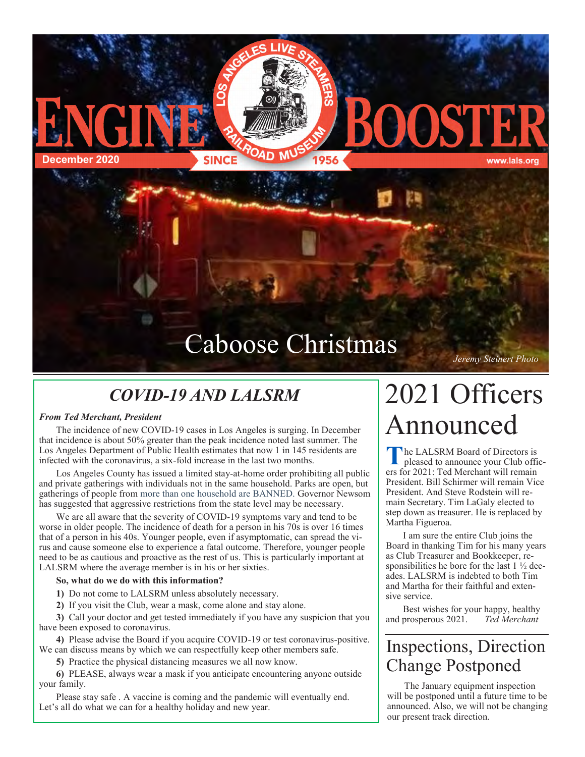# ENGINE BOOSTER

LOS ANGELES LIVE STEAMERS RAILROAD MUSEUM SINCE 1956

December 2020

www.lals.org

Caboose Christmas

*Jeremy Steinert Photo*

## *COVID-19 AND LALSRM*

***From Ted Merchant, President***

The incidence of new COVID-19 cases in Los Angeles is surging. In December that incidence is about 50% greater than the peak incidence noted last summer. The Los Angeles Department of Public Health estimates that now 1 in 145 residents are infected with the coronavirus, a six-fold increase in the last two months.

Los Angeles County has issued a limited stay-at-home order prohibiting all public and private gatherings with individuals not in the same household. Parks are open, but gatherings of people from more than one household are BANNED. Governor Newsom has suggested that aggressive restrictions from the state level may be necessary.

We are all aware that the severity of COVID-19 symptoms vary and tend to be worse in older people. The incidence of death for a person in his 70s is over 16 times that of a person in his 40s. Younger people, even if asymptomatic, can spread the virus and cause someone else to experience a fatal outcome. Therefore, younger people need to be as cautious and proactive as the rest of us. This is particularly important at LALSRM where the average member is in his or her sixties.

**So, what do we do with this information?**

**1)** Do not come to LALSRM unless absolutely necessary.

**2)** If you visit the Club, wear a mask, come alone and stay alone.

**3)** Call your doctor and get tested immediately if you have any suspicion that you have been exposed to coronavirus.

**4)** Please advise the Board if you acquire COVID-19 or test coronavirus-positive. We can discuss means by which we can respectfully keep other members safe.

**5)** Practice the physical distancing measures we all now know.

**6)** PLEASE, always wear a mask if you anticipate encountering anyone outside your family.

Please stay safe . A vaccine is coming and the pandemic will eventually end. Let's all do what we can for a healthy holiday and new year.

# 2021 Officers Announced

The LALSRM Board of Directors is pleased to announce your Club officers for 2021: Ted Merchant will remain President. Bill Schirmer will remain Vice President. And Steve Rodstein will remain Secretary. Tim LaGaly elected to step down as treasurer. He is replaced by Martha Figueroa.

I am sure the entire Club joins the Board in thanking Tim for his many years as Club Treasurer and Bookkeeper, responsibilities he bore for the last 1 ½ decades. LALSRM is indebted to both Tim and Martha for their faithful and extensive service.

Best wishes for your happy, healthy and prosperous 2021. *Ted Merchant*

## Inspections, Direction Change Postponed

The January equipment inspection will be postponed until a future time to be announced. Also, we will not be changing our present track direction.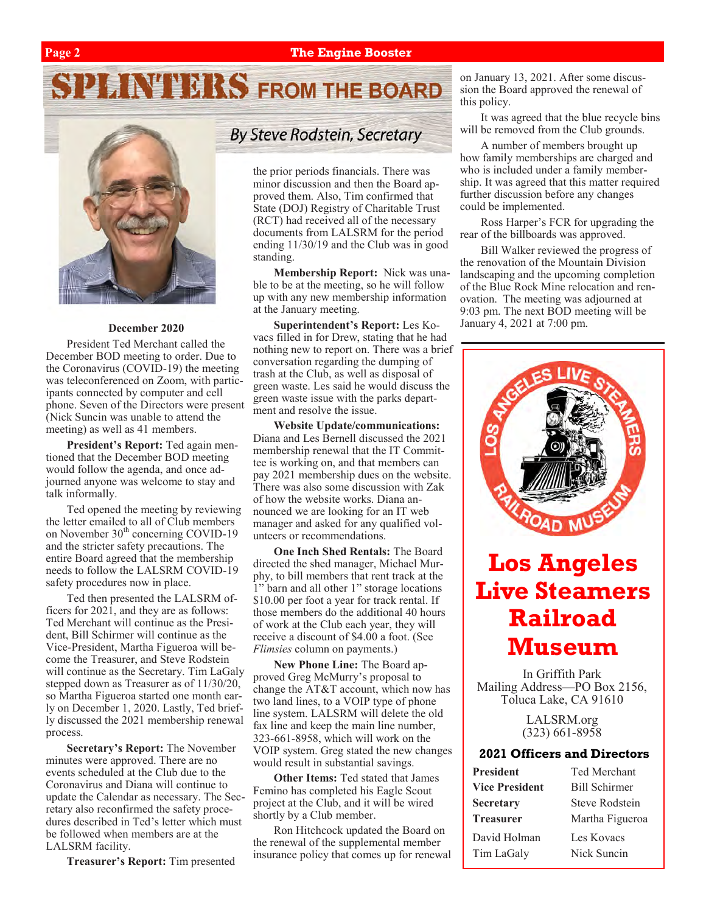# SPLINTERS FROM THE BOARD

## By Steve Rodstein, Secretary

**December 2020**

President Ted Merchant called the December BOD meeting to order. Due to the Coronavirus (COVID-19) the meeting was teleconferenced on Zoom, with participants connected by computer and cell phone. Seven of the Directors were present (Nick Suncin was unable to attend the meeting) as well as 41 members.

**President's Report:** Ted again mentioned that the December BOD meeting would follow the agenda, and once adjourned anyone was welcome to stay and talk informally.

Ted opened the meeting by reviewing the letter emailed to all of Club members on November 30th concerning COVID-19 and the stricter safety precautions. The entire Board agreed that the membership needs to follow the LALSRM COVID-19 safety procedures now in place.

Ted then presented the LALSRM officers for 2021, and they are as follows: Ted Merchant will continue as the President, Bill Schirmer will continue as the Vice-President, Martha Figueroa will become the Treasurer, and Steve Rodstein will continue as the Secretary. Tim LaGaly stepped down as Treasurer as of 11/30/20, so Martha Figueroa started one month early on December 1, 2020. Lastly, Ted briefly discussed the 2021 membership renewal process.

**Secretary's Report:** The November minutes were approved. There are no events scheduled at the Club due to the Coronavirus and Diana will continue to update the Calendar as necessary. The Secretary also reconfirmed the safety procedures described in Ted's letter which must be followed when members are at the LALSRM facility.

**Treasurer's Report:** Tim presented the prior periods financials. There was minor discussion and then the Board approved them. Also, Tim confirmed that State (DOJ) Registry of Charitable Trust (RCT) had received all of the necessary documents from LALSRM for the period ending 11/30/19 and the Club was in good standing.

**Membership Report:** Nick was unable to be at the meeting, so he will follow up with any new membership information at the January meeting.

**Superintendent's Report:** Les Kovacs filled in for Drew, stating that he had nothing new to report on. There was a brief conversation regarding the dumping of trash at the Club, as well as disposal of green waste. Les said he would discuss the green waste issue with the parks department and resolve the issue.

**Website Update/communications:** Diana and Les Bernell discussed the 2021 membership renewal that the IT Committee is working on, and that members can pay 2021 membership dues on the website. There was also some discussion with Zak of how the website works. Diana announced we are looking for an IT web manager and asked for any qualified volunteers or recommendations.

**One Inch Shed Rentals:** The Board directed the shed manager, Michael Murphy, to bill members that rent track at the 1" barn and all other 1" storage locations $10.00 per foot a year for track rental. If those members do the additional 40 hours of work at the Club each year, they will receive a discount of $4.00 a foot. (See *Flimsies* column on payments.)

**New Phone Line:** The Board approved Greg McMurry's proposal to change the AT&T account, which now has two land lines, to a VOIP type of phone line system. LALSRM will delete the old fax line and keep the main line number, 323-661-8958, which will work on the VOIP system. Greg stated the new changes would result in substantial savings.

**Other Items:** Ted stated that James Femino has completed his Eagle Scout project at the Club, and it will be wired shortly by a Club member.

Ron Hitchcock updated the Board on the renewal of the supplemental member insurance policy that comes up for renewal on January 13, 2021. After some discussion the Board approved the renewal of this policy.

It was agreed that the blue recycle bins will be removed from the Club grounds.

A number of members brought up how family memberships are charged and who is included under a family membership. It was agreed that this matter required further discussion before any changes could be implemented.

Ross Harper's FCR for upgrading the rear of the billboards was approved.

Bill Walker reviewed the progress of the renovation of the Mountain Division landscaping and the upcoming completion of the Blue Rock Mine relocation and renovation. The meeting was adjourned at 9:03 pm. The next BOD meeting will be January 4, 2021 at 7:00 pm.

---

# Los Angeles Live Steamers Railroad Museum

In Griffith Park
Mailing Address—PO Box 2156, Toluca Lake, CA 91610

LALSRM.org
(323) 661-8958

### 2021 Officers and Directors

| | |
|---|---|
| **President** | Ted Merchant |
| **Vice President** | Bill Schirmer |
| **Secretary** | Steve Rodstein |
| **Treasurer** | Martha Figueroa |
| David Holman | Les Kovacs |
| Tim LaGaly | Nick Suncin |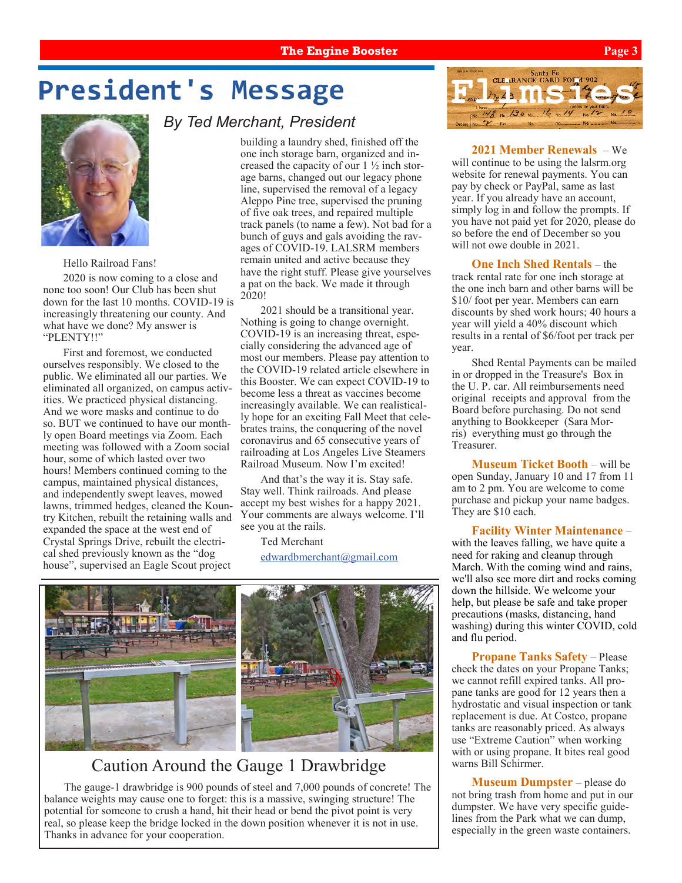# President's Message

*By Ted Merchant, President*

Hello Railroad Fans!

2020 is now coming to a close and none too soon! Our Club has been shut down for the last 10 months. COVID-19 is increasingly threatening our county. And what have we done? My answer is "PLENTY!!"

First and foremost, we conducted ourselves responsibly. We closed to the public. We eliminated all our parties. We eliminated all organized, on campus activities. We practiced physical distancing. And we wore masks and continue to do so. BUT we continued to have our monthly open Board meetings via Zoom. Each meeting was followed with a Zoom social hour, some of which lasted over two hours! Members continued coming to the campus, maintained physical distances, and independently swept leaves, mowed lawns, trimmed hedges, cleaned the Kountry Kitchen, rebuilt the retaining walls and expanded the space at the west end of Crystal Springs Drive, rebuilt the electrical shed previously known as the "dog house", supervised an Eagle Scout project building a laundry shed, finished off the one inch storage barn, organized and increased the capacity of our 1 ½ inch storage barns, changed out our legacy phone line, supervised the removal of a legacy Aleppo Pine tree, supervised the pruning of five oak trees, and repaired multiple track panels (to name a few). Not bad for a bunch of guys and gals avoiding the ravages of COVID-19. LALSRM members remain united and active because they have the right stuff. Please give yourselves a pat on the back. We made it through 2020!

2021 should be a transitional year. Nothing is going to change overnight. COVID-19 is an increasing threat, especially considering the advanced age of most our members. Please pay attention to the COVID-19 related article elsewhere in this Booster. We can expect COVID-19 to become less a threat as vaccines become increasingly available. We can realistically hope for an exciting Fall Meet that celebrates trains, the conquering of the novel coronavirus and 65 consecutive years of railroading at Los Angeles Live Steamers Railroad Museum. Now I'm excited!

And that's the way it is. Stay safe. Stay well. Think railroads. And please accept my best wishes for a happy 2021. Your comments are always welcome. I'll see you at the rails.

Ted Merchant

edwardbmerchant@gmail.com

## Caution Around the Gauge 1 Drawbridge

The gauge-1 drawbridge is 900 pounds of steel and 7,000 pounds of concrete! The balance weights may cause one to forget: this is a massive, swinging structure! The potential for someone to crush a hand, hit their head or bend the pivot point is very real, so please keep the bridge locked in the down position whenever it is not in use. Thanks in advance for your cooperation.

# Flimsies

**2021 Member Renewals** – We will continue to be using the lalsrm.org website for renewal payments. You can pay by check or PayPal, same as last year. If you already have an account, simply log in and follow the prompts. If you have not paid yet for 2020, please do so before the end of December so you will not owe double in 2021.

**One Inch Shed Rentals** – the track rental rate for one inch storage at the one inch barn and other barns will be $10/ foot per year. Members can earn discounts by shed work hours; 40 hours a year will yield a 40% discount which results in a rental of $6/foot per track per year.

Shed Rental Payments can be mailed in or dropped in the Treasure's Box in the U. P. car. All reimbursements need original receipts and approval from the Board before purchasing. Do not send anything to Bookkeeper (Sara Morris) everything must go through the Treasurer.

**Museum Ticket Booth** – will be open Sunday, January 10 and 17 from 11 am to 2 pm. You are welcome to come purchase and pickup your name badges. They are $10 each.

**Facility Winter Maintenance** – with the leaves falling, we have quite a need for raking and cleanup through March. With the coming wind and rains, we'll also see more dirt and rocks coming down the hillside. We welcome your help, but please be safe and take proper precautions (masks, distancing, hand washing) during this winter COVID, cold and flu period.

**Propane Tanks Safety** – Please check the dates on your Propane Tanks; we cannot refill expired tanks. All propane tanks are good for 12 years then a hydrostatic and visual inspection or tank replacement is due. At Costco, propane tanks are reasonably priced. As always use "Extreme Caution" when working with or using propane. It bites real good warns Bill Schirmer.

**Museum Dumpster** – please do not bring trash from home and put in our dumpster. We have very specific guidelines from the Park what we can dump, especially in the green waste containers.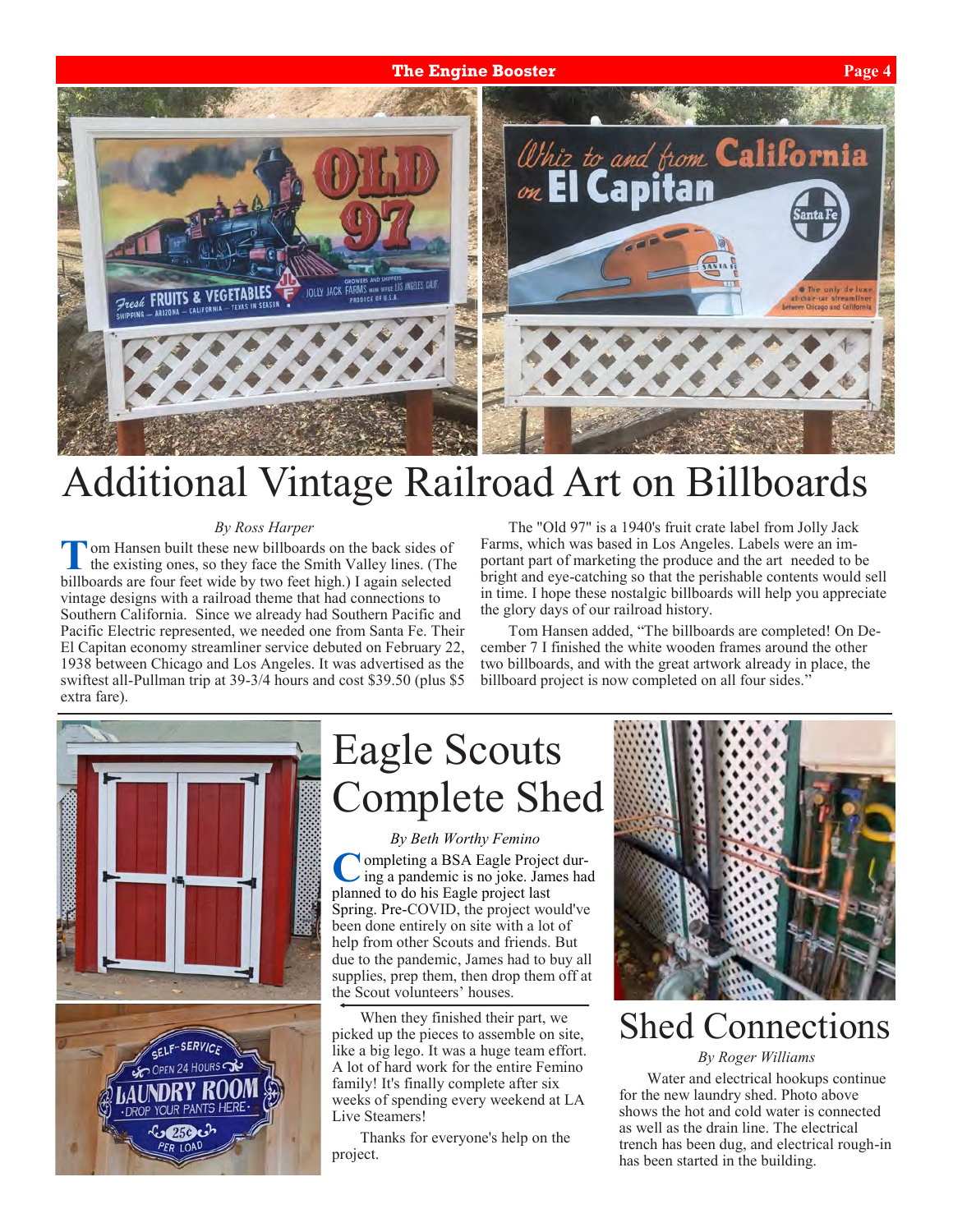# Additional Vintage Railroad Art on Billboards

*By Ross Harper*

Tom Hansen built these new billboards on the back sides of the existing ones, so they face the Smith Valley lines. (The billboards are four feet wide by two feet high.) I again selected vintage designs with a railroad theme that had connections to Southern California. Since we already had Southern Pacific and Pacific Electric represented, we needed one from Santa Fe. Their El Capitan economy streamliner service debuted on February 22, 1938 between Chicago and Los Angeles. It was advertised as the swiftest all-Pullman trip at 39-3/4 hours and cost $39.50 (plus $5 extra fare).

The "Old 97" is a 1940's fruit crate label from Jolly Jack Farms, which was based in Los Angeles. Labels were an important part of marketing the produce and the art needed to be bright and eye-catching so that the perishable contents would sell in time. I hope these nostalgic billboards will help you appreciate the glory days of our railroad history.

Tom Hansen added, "The billboards are completed! On December 7 I finished the white wooden frames around the other two billboards, and with the great artwork already in place, the billboard project is now completed on all four sides."

# Eagle Scouts Complete Shed

*By Beth Worthy Femino*

Completing a BSA Eagle Project during a pandemic is no joke. James had planned to do his Eagle project last Spring. Pre-COVID, the project would've been done entirely on site with a lot of help from other Scouts and friends. But due to the pandemic, James had to buy all supplies, prep them, then drop them off at the Scout volunteers' houses.

When they finished their part, we picked up the pieces to assemble on site, like a big lego. It was a huge team effort. A lot of hard work for the entire Femino family! It's finally complete after six weeks of spending every weekend at LA Live Steamers!

Thanks for everyone's help on the project.

# Shed Connections

*By Roger Williams*

Water and electrical hookups continue for the new laundry shed. Photo above shows the hot and cold water is connected as well as the drain line. The electrical trench has been dug, and electrical rough-in has been started in the building.